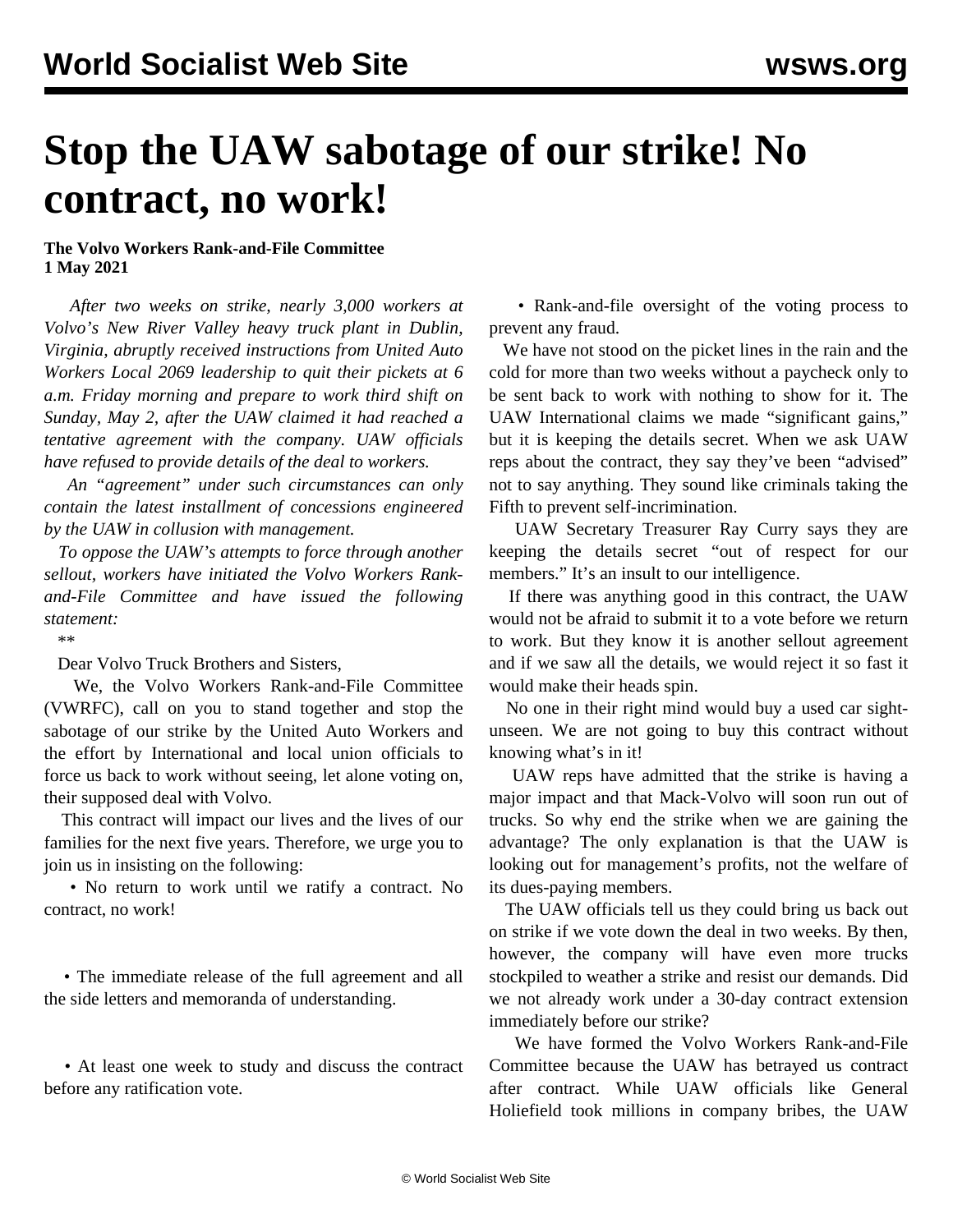# Stop the UAW sabotage of our strike! No contract, no work!

**The Volvo Workers Rank-and-File Committee**
**1 May 2021**

*After two weeks on strike, nearly 3,000 workers at Volvo's New River Valley heavy truck plant in Dublin, Virginia, abruptly received instructions from United Auto Workers Local 2069 leadership to quit their pickets at 6 a.m. Friday morning and prepare to work third shift on Sunday, May 2, after the UAW claimed it had reached a tentative agreement with the company. UAW officials have refused to provide details of the deal to workers.*

*An "agreement" under such circumstances can only contain the latest installment of concessions engineered by the UAW in collusion with management.*

*To oppose the UAW's attempts to force through another sellout, workers have initiated the Volvo Workers Rank-and-File Committee and have issued the following statement:*

**

Dear Volvo Truck Brothers and Sisters,

We, the Volvo Workers Rank-and-File Committee (VWRFC), call on you to stand together and stop the sabotage of our strike by the United Auto Workers and the effort by International and local union officials to force us back to work without seeing, let alone voting on, their supposed deal with Volvo.

This contract will impact our lives and the lives of our families for the next five years. Therefore, we urge you to join us in insisting on the following:

- No return to work until we ratify a contract. No contract, no work!
- The immediate release of the full agreement and all the side letters and memoranda of understanding.
- At least one week to study and discuss the contract before any ratification vote.
- Rank-and-file oversight of the voting process to prevent any fraud.

We have not stood on the picket lines in the rain and the cold for more than two weeks without a paycheck only to be sent back to work with nothing to show for it. The UAW International claims we made "significant gains," but it is keeping the details secret. When we ask UAW reps about the contract, they say they've been "advised" not to say anything. They sound like criminals taking the Fifth to prevent self-incrimination.

UAW Secretary Treasurer Ray Curry says they are keeping the details secret "out of respect for our members." It's an insult to our intelligence.

If there was anything good in this contract, the UAW would not be afraid to submit it to a vote before we return to work. But they know it is another sellout agreement and if we saw all the details, we would reject it so fast it would make their heads spin.

No one in their right mind would buy a used car sight-unseen. We are not going to buy this contract without knowing what's in it!

UAW reps have admitted that the strike is having a major impact and that Mack-Volvo will soon run out of trucks. So why end the strike when we are gaining the advantage? The only explanation is that the UAW is looking out for management's profits, not the welfare of its dues-paying members.

The UAW officials tell us they could bring us back out on strike if we vote down the deal in two weeks. By then, however, the company will have even more trucks stockpiled to weather a strike and resist our demands. Did we not already work under a 30-day contract extension immediately before our strike?

We have formed the Volvo Workers Rank-and-File Committee because the UAW has betrayed us contract after contract. While UAW officials like General Holiefield took millions in company bribes, the UAW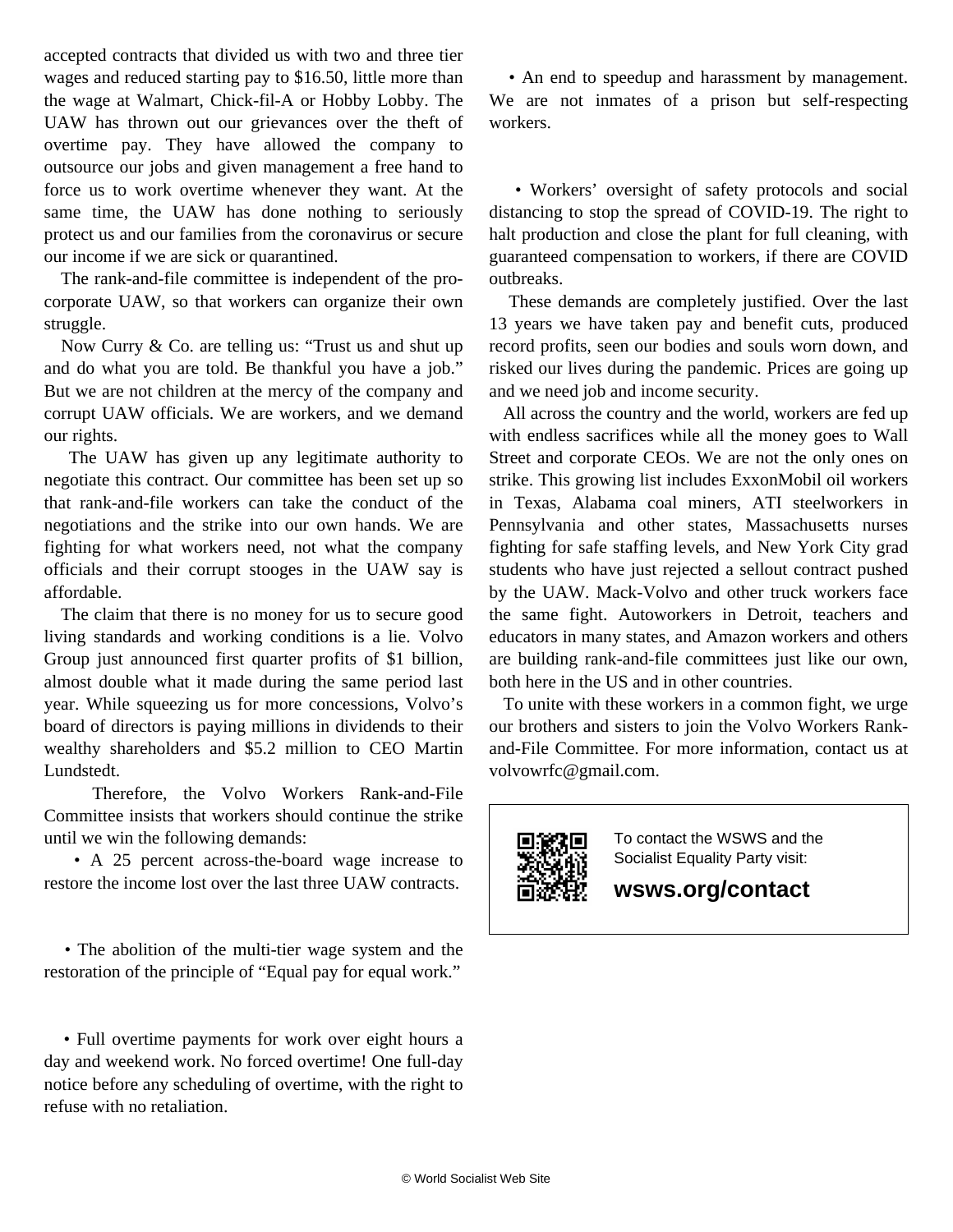accepted contracts that divided us with two and three tier wages and reduced starting pay to $16.50, little more than the wage at Walmart, Chick-fil-A or Hobby Lobby. The UAW has thrown out our grievances over the theft of overtime pay. They have allowed the company to outsource our jobs and given management a free hand to force us to work overtime whenever they want. At the same time, the UAW has done nothing to seriously protect us and our families from the coronavirus or secure our income if we are sick or quarantined.

The rank-and-file committee is independent of the pro-corporate UAW, so that workers can organize their own struggle.

Now Curry & Co. are telling us: "Trust us and shut up and do what you are told. Be thankful you have a job." But we are not children at the mercy of the company and corrupt UAW officials. We are workers, and we demand our rights.

The UAW has given up any legitimate authority to negotiate this contract. Our committee has been set up so that rank-and-file workers can take the conduct of the negotiations and the strike into our own hands. We are fighting for what workers need, not what the company officials and their corrupt stooges in the UAW say is affordable.

The claim that there is no money for us to secure good living standards and working conditions is a lie. Volvo Group just announced first quarter profits of $1 billion, almost double what it made during the same period last year. While squeezing us for more concessions, Volvo's board of directors is paying millions in dividends to their wealthy shareholders and $5.2 million to CEO Martin Lundstedt.

Therefore, the Volvo Workers Rank-and-File Committee insists that workers should continue the strike until we win the following demands:

- A 25 percent across-the-board wage increase to restore the income lost over the last three UAW contracts.

- The abolition of the multi-tier wage system and the restoration of the principle of "Equal pay for equal work."

- Full overtime payments for work over eight hours a day and weekend work. No forced overtime! One full-day notice before any scheduling of overtime, with the right to refuse with no retaliation.

- An end to speedup and harassment by management. We are not inmates of a prison but self-respecting workers.

- Workers' oversight of safety protocols and social distancing to stop the spread of COVID-19. The right to halt production and close the plant for full cleaning, with guaranteed compensation to workers, if there are COVID outbreaks.

These demands are completely justified. Over the last 13 years we have taken pay and benefit cuts, produced record profits, seen our bodies and souls worn down, and risked our lives during the pandemic. Prices are going up and we need job and income security.

All across the country and the world, workers are fed up with endless sacrifices while all the money goes to Wall Street and corporate CEOs. We are not the only ones on strike. This growing list includes ExxonMobil oil workers in Texas, Alabama coal miners, ATI steelworkers in Pennsylvania and other states, Massachusetts nurses fighting for safe staffing levels, and New York City grad students who have just rejected a sellout contract pushed by the UAW. Mack-Volvo and other truck workers face the same fight. Autoworkers in Detroit, teachers and educators in many states, and Amazon workers and others are building rank-and-file committees just like our own, both here in the US and in other countries.

To unite with these workers in a common fight, we urge our brothers and sisters to join the Volvo Workers Rank-and-File Committee. For more information, contact us at volvowrfc@gmail.com.

To contact the WSWS and the Socialist Equality Party visit:

**wsws.org/contact**